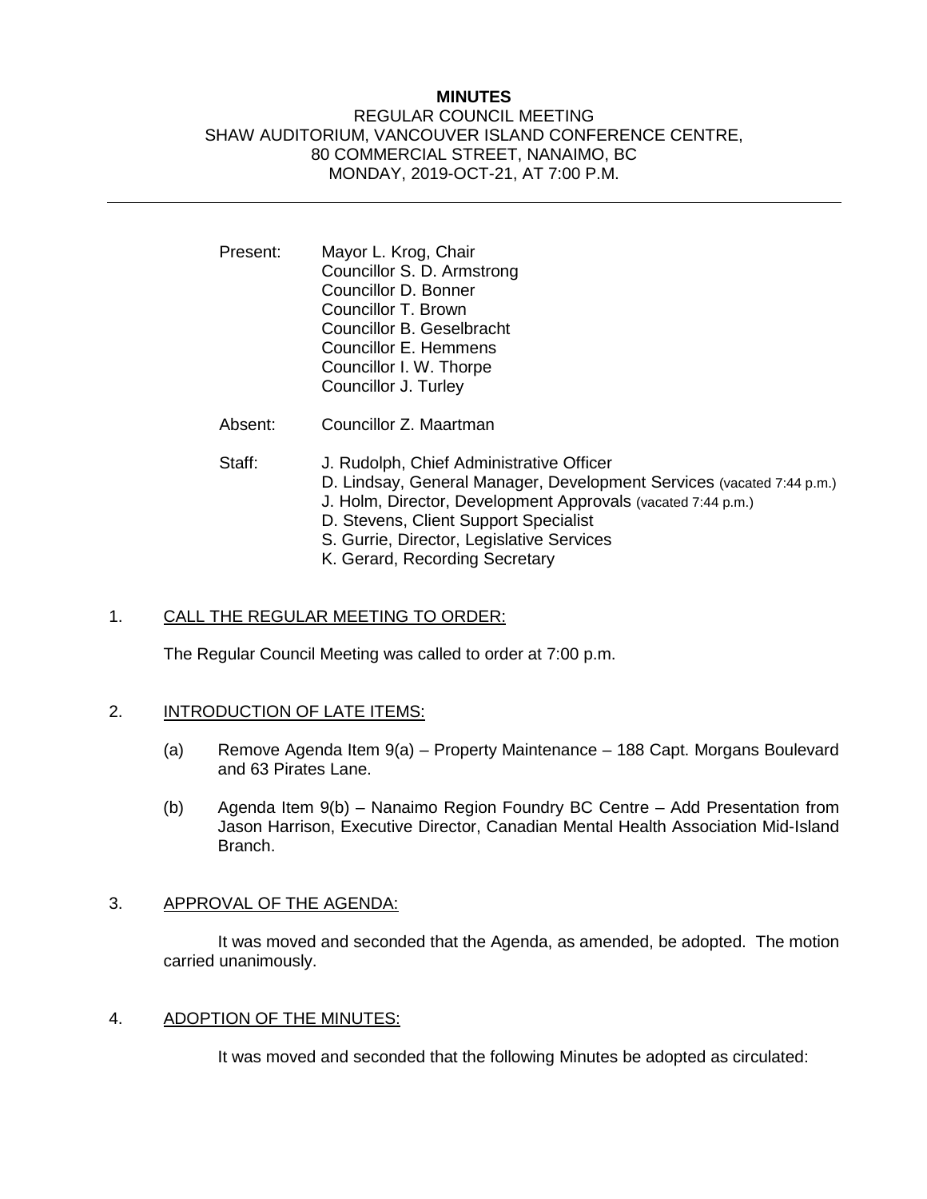**MINUTES**
REGULAR COUNCIL MEETING
SHAW AUDITORIUM, VANCOUVER ISLAND CONFERENCE CENTRE,
80 COMMERCIAL STREET, NANAIMO, BC
MONDAY, 2019-OCT-21, AT 7:00 P.M.

---

Present: Mayor L. Krog, Chair
Councillor S. D. Armstrong
Councillor D. Bonner
Councillor T. Brown
Councillor B. Geselbracht
Councillor E. Hemmens
Councillor I. W. Thorpe
Councillor J. Turley

Absent: Councillor Z. Maartman

Staff: J. Rudolph, Chief Administrative Officer
D. Lindsay, General Manager, Development Services (vacated 7:44 p.m.)
J. Holm, Director, Development Approvals (vacated 7:44 p.m.)
D. Stevens, Client Support Specialist
S. Gurrie, Director, Legislative Services
K. Gerard, Recording Secretary

1. CALL THE REGULAR MEETING TO ORDER:

The Regular Council Meeting was called to order at 7:00 p.m.

2. INTRODUCTION OF LATE ITEMS:

(a) Remove Agenda Item 9(a) – Property Maintenance – 188 Capt. Morgans Boulevard and 63 Pirates Lane.

(b) Agenda Item 9(b) – Nanaimo Region Foundry BC Centre – Add Presentation from Jason Harrison, Executive Director, Canadian Mental Health Association Mid-Island Branch.

3. APPROVAL OF THE AGENDA:

It was moved and seconded that the Agenda, as amended, be adopted. The motion carried unanimously.

4. ADOPTION OF THE MINUTES:

It was moved and seconded that the following Minutes be adopted as circulated: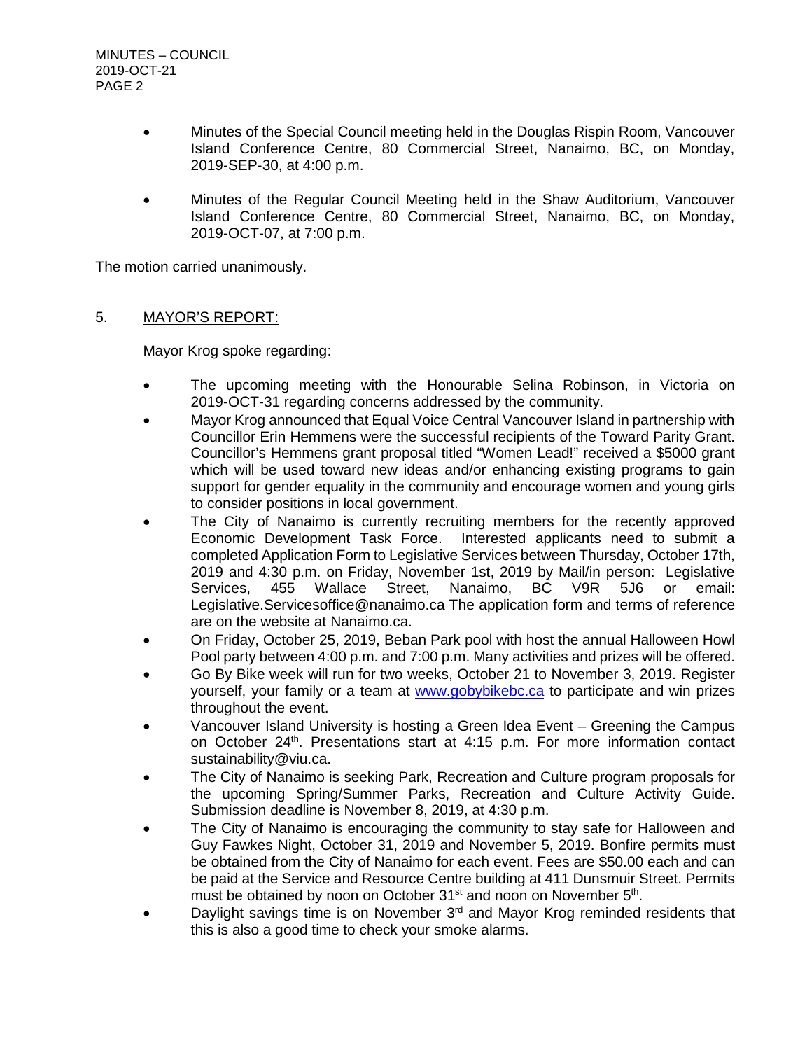- Minutes of the Special Council meeting held in the Douglas Rispin Room, Vancouver Island Conference Centre, 80 Commercial Street, Nanaimo, BC, on Monday, 2019-SEP-30, at 4:00 p.m.

- Minutes of the Regular Council Meeting held in the Shaw Auditorium, Vancouver Island Conference Centre, 80 Commercial Street, Nanaimo, BC, on Monday, 2019-OCT-07, at 7:00 p.m.

The motion carried unanimously.

## 5. MAYOR'S REPORT:

Mayor Krog spoke regarding:

- The upcoming meeting with the Honourable Selina Robinson, in Victoria on 2019-OCT-31 regarding concerns addressed by the community.
- Mayor Krog announced that Equal Voice Central Vancouver Island in partnership with Councillor Erin Hemmens were the successful recipients of the Toward Parity Grant. Councillor's Hemmens grant proposal titled "Women Lead!" received a $5000 grant which will be used toward new ideas and/or enhancing existing programs to gain support for gender equality in the community and encourage women and young girls to consider positions in local government.
- The City of Nanaimo is currently recruiting members for the recently approved Economic Development Task Force. Interested applicants need to submit a completed Application Form to Legislative Services between Thursday, October 17th, 2019 and 4:30 p.m. on Friday, November 1st, 2019 by Mail/in person: Legislative Services, 455 Wallace Street, Nanaimo, BC V9R 5J6 or email: Legislative.Servicesoffice@nanaimo.ca The application form and terms of reference are on the website at Nanaimo.ca.
- On Friday, October 25, 2019, Beban Park pool with host the annual Halloween Howl Pool party between 4:00 p.m. and 7:00 p.m. Many activities and prizes will be offered.
- Go By Bike week will run for two weeks, October 21 to November 3, 2019. Register yourself, your family or a team at [www.gobybikebc.ca](http://www.gobybikebc.ca) to participate and win prizes throughout the event.
- Vancouver Island University is hosting a Green Idea Event – Greening the Campus on October 24th. Presentations start at 4:15 p.m. For more information contact sustainability@viu.ca.
- The City of Nanaimo is seeking Park, Recreation and Culture program proposals for the upcoming Spring/Summer Parks, Recreation and Culture Activity Guide. Submission deadline is November 8, 2019, at 4:30 p.m.
- The City of Nanaimo is encouraging the community to stay safe for Halloween and Guy Fawkes Night, October 31, 2019 and November 5, 2019. Bonfire permits must be obtained from the City of Nanaimo for each event. Fees are $50.00 each and can be paid at the Service and Resource Centre building at 411 Dunsmuir Street. Permits must be obtained by noon on October 31st and noon on November 5th.
- Daylight savings time is on November 3rd and Mayor Krog reminded residents that this is also a good time to check your smoke alarms.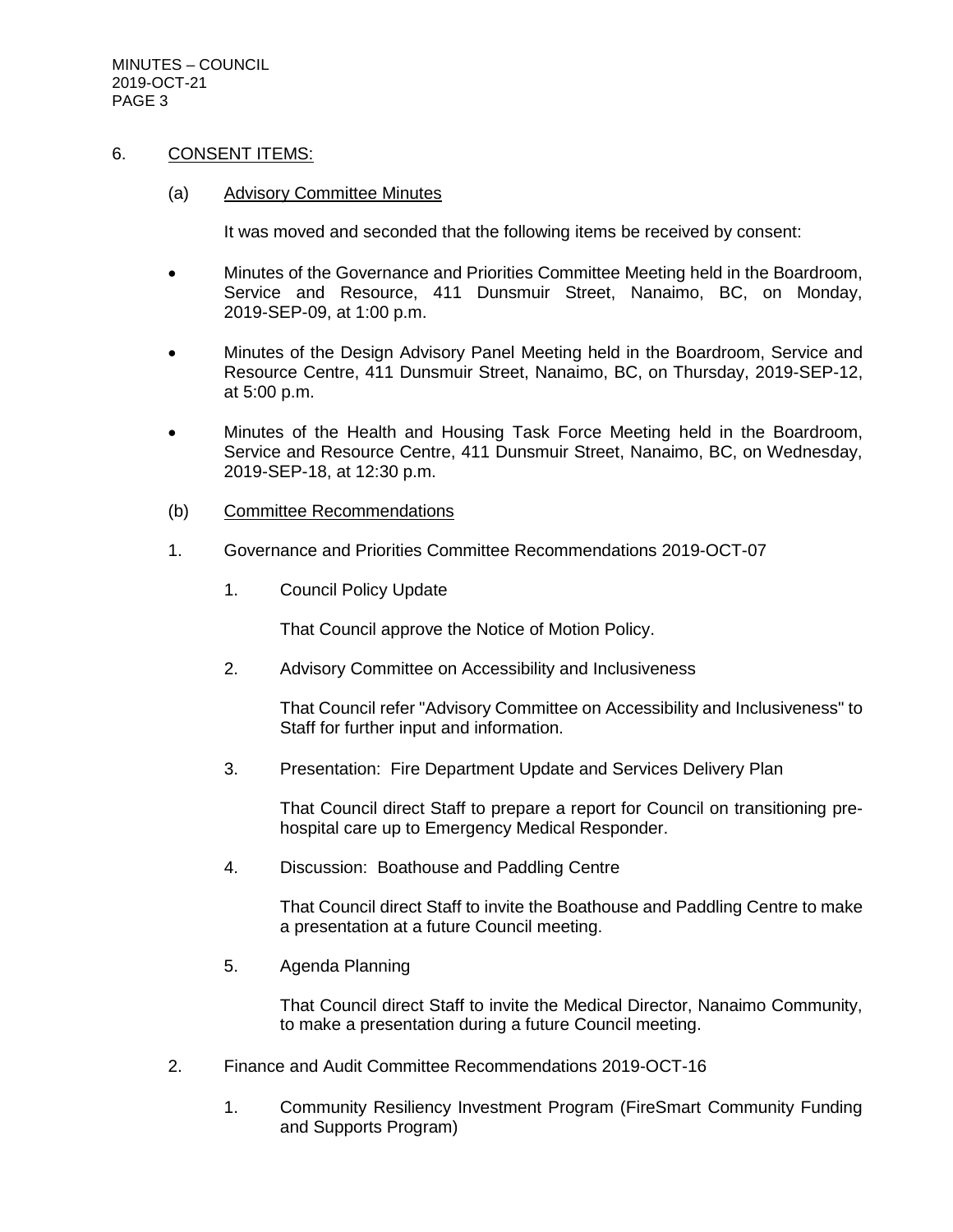6. <u>CONSENT ITEMS:</u>

(a) <u>Advisory Committee Minutes</u>

It was moved and seconded that the following items be received by consent:

- Minutes of the Governance and Priorities Committee Meeting held in the Boardroom, Service and Resource, 411 Dunsmuir Street, Nanaimo, BC, on Monday, 2019-SEP-09, at 1:00 p.m.

- Minutes of the Design Advisory Panel Meeting held in the Boardroom, Service and Resource Centre, 411 Dunsmuir Street, Nanaimo, BC, on Thursday, 2019-SEP-12, at 5:00 p.m.

- Minutes of the Health and Housing Task Force Meeting held in the Boardroom, Service and Resource Centre, 411 Dunsmuir Street, Nanaimo, BC, on Wednesday, 2019-SEP-18, at 12:30 p.m.

(b) <u>Committee Recommendations</u>

1. Governance and Priorities Committee Recommendations 2019-OCT-07

   1. Council Policy Update

      That Council approve the Notice of Motion Policy.

   2. Advisory Committee on Accessibility and Inclusiveness

      That Council refer "Advisory Committee on Accessibility and Inclusiveness" to Staff for further input and information.

   3. Presentation: Fire Department Update and Services Delivery Plan

      That Council direct Staff to prepare a report for Council on transitioning pre-hospital care up to Emergency Medical Responder.

   4. Discussion: Boathouse and Paddling Centre

      That Council direct Staff to invite the Boathouse and Paddling Centre to make a presentation at a future Council meeting.

   5. Agenda Planning

      That Council direct Staff to invite the Medical Director, Nanaimo Community, to make a presentation during a future Council meeting.

2. Finance and Audit Committee Recommendations 2019-OCT-16

   1. Community Resiliency Investment Program (FireSmart Community Funding and Supports Program)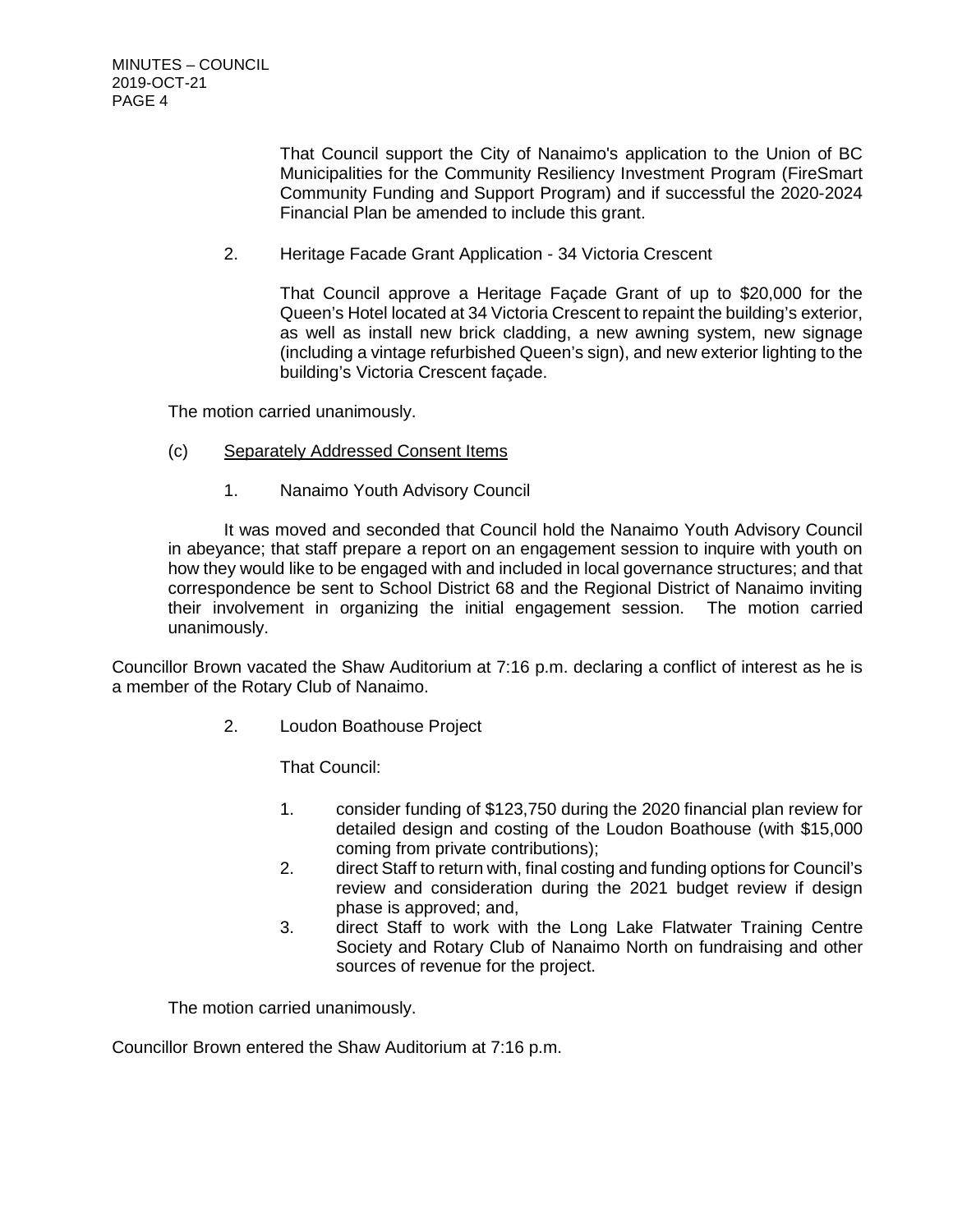That Council support the City of Nanaimo's application to the Union of BC Municipalities for the Community Resiliency Investment Program (FireSmart Community Funding and Support Program) and if successful the 2020-2024 Financial Plan be amended to include this grant.

2. Heritage Facade Grant Application - 34 Victoria Crescent

That Council approve a Heritage Façade Grant of up to $20,000 for the Queen's Hotel located at 34 Victoria Crescent to repaint the building's exterior, as well as install new brick cladding, a new awning system, new signage (including a vintage refurbished Queen's sign), and new exterior lighting to the building's Victoria Crescent façade.

The motion carried unanimously.

(c) Separately Addressed Consent Items

1. Nanaimo Youth Advisory Council

It was moved and seconded that Council hold the Nanaimo Youth Advisory Council in abeyance; that staff prepare a report on an engagement session to inquire with youth on how they would like to be engaged with and included in local governance structures; and that correspondence be sent to School District 68 and the Regional District of Nanaimo inviting their involvement in organizing the initial engagement session. The motion carried unanimously.

Councillor Brown vacated the Shaw Auditorium at 7:16 p.m. declaring a conflict of interest as he is a member of the Rotary Club of Nanaimo.

2. Loudon Boathouse Project

That Council:

1. consider funding of $123,750 during the 2020 financial plan review for detailed design and costing of the Loudon Boathouse (with $15,000 coming from private contributions);
2. direct Staff to return with, final costing and funding options for Council's review and consideration during the 2021 budget review if design phase is approved; and,
3. direct Staff to work with the Long Lake Flatwater Training Centre Society and Rotary Club of Nanaimo North on fundraising and other sources of revenue for the project.

The motion carried unanimously.

Councillor Brown entered the Shaw Auditorium at 7:16 p.m.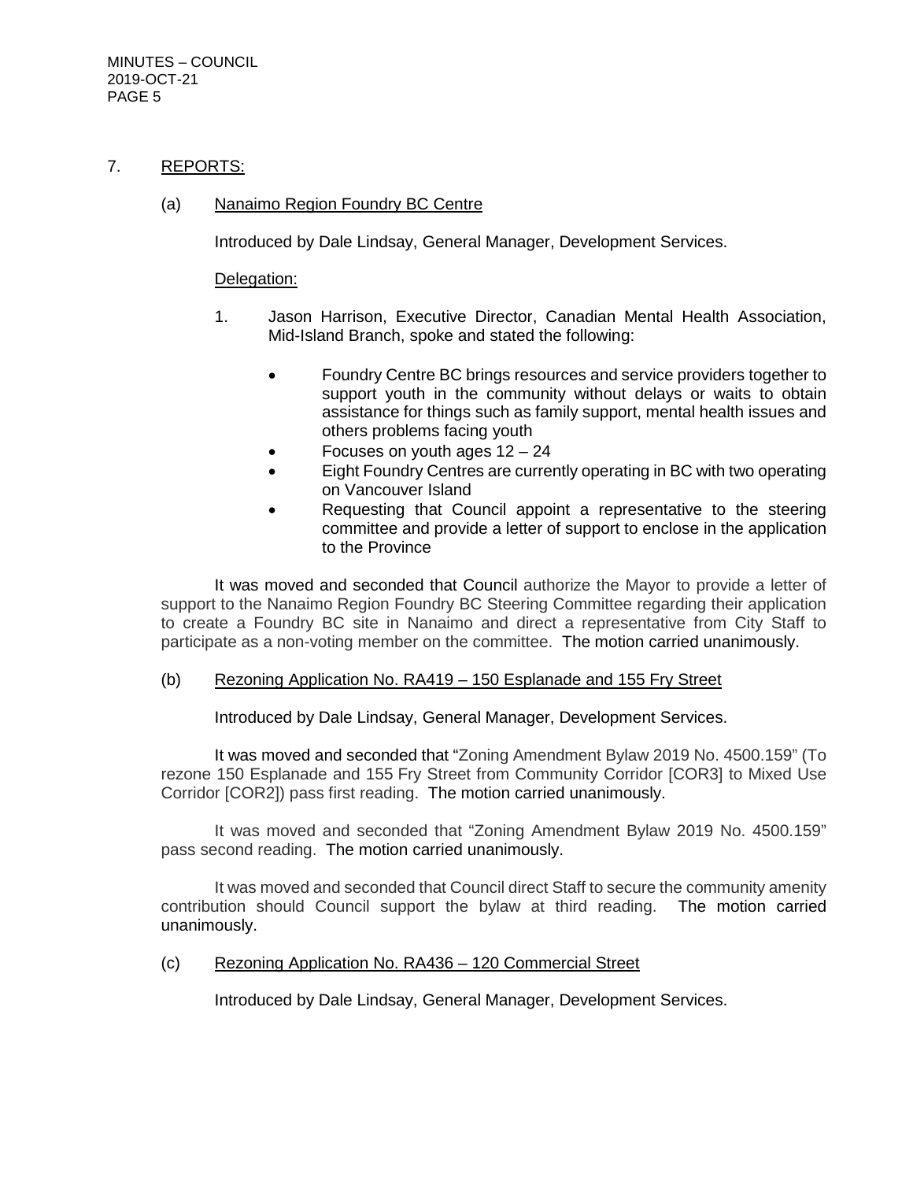## 7. REPORTS:

### (a) Nanaimo Region Foundry BC Centre

Introduced by Dale Lindsay, General Manager, Development Services.

Delegation:

1. Jason Harrison, Executive Director, Canadian Mental Health Association, Mid-Island Branch, spoke and stated the following:

   - Foundry Centre BC brings resources and service providers together to support youth in the community without delays or waits to obtain assistance for things such as family support, mental health issues and others problems facing youth
   - Focuses on youth ages 12 – 24
   - Eight Foundry Centres are currently operating in BC with two operating on Vancouver Island
   - Requesting that Council appoint a representative to the steering committee and provide a letter of support to enclose in the application to the Province

It was moved and seconded that Council authorize the Mayor to provide a letter of support to the Nanaimo Region Foundry BC Steering Committee regarding their application to create a Foundry BC site in Nanaimo and direct a representative from City Staff to participate as a non-voting member on the committee. The motion carried unanimously.

### (b) Rezoning Application No. RA419 – 150 Esplanade and 155 Fry Street

Introduced by Dale Lindsay, General Manager, Development Services.

It was moved and seconded that "Zoning Amendment Bylaw 2019 No. 4500.159" (To rezone 150 Esplanade and 155 Fry Street from Community Corridor [COR3] to Mixed Use Corridor [COR2]) pass first reading. The motion carried unanimously.

It was moved and seconded that "Zoning Amendment Bylaw 2019 No. 4500.159" pass second reading. The motion carried unanimously.

It was moved and seconded that Council direct Staff to secure the community amenity contribution should Council support the bylaw at third reading. The motion carried unanimously.

### (c) Rezoning Application No. RA436 – 120 Commercial Street

Introduced by Dale Lindsay, General Manager, Development Services.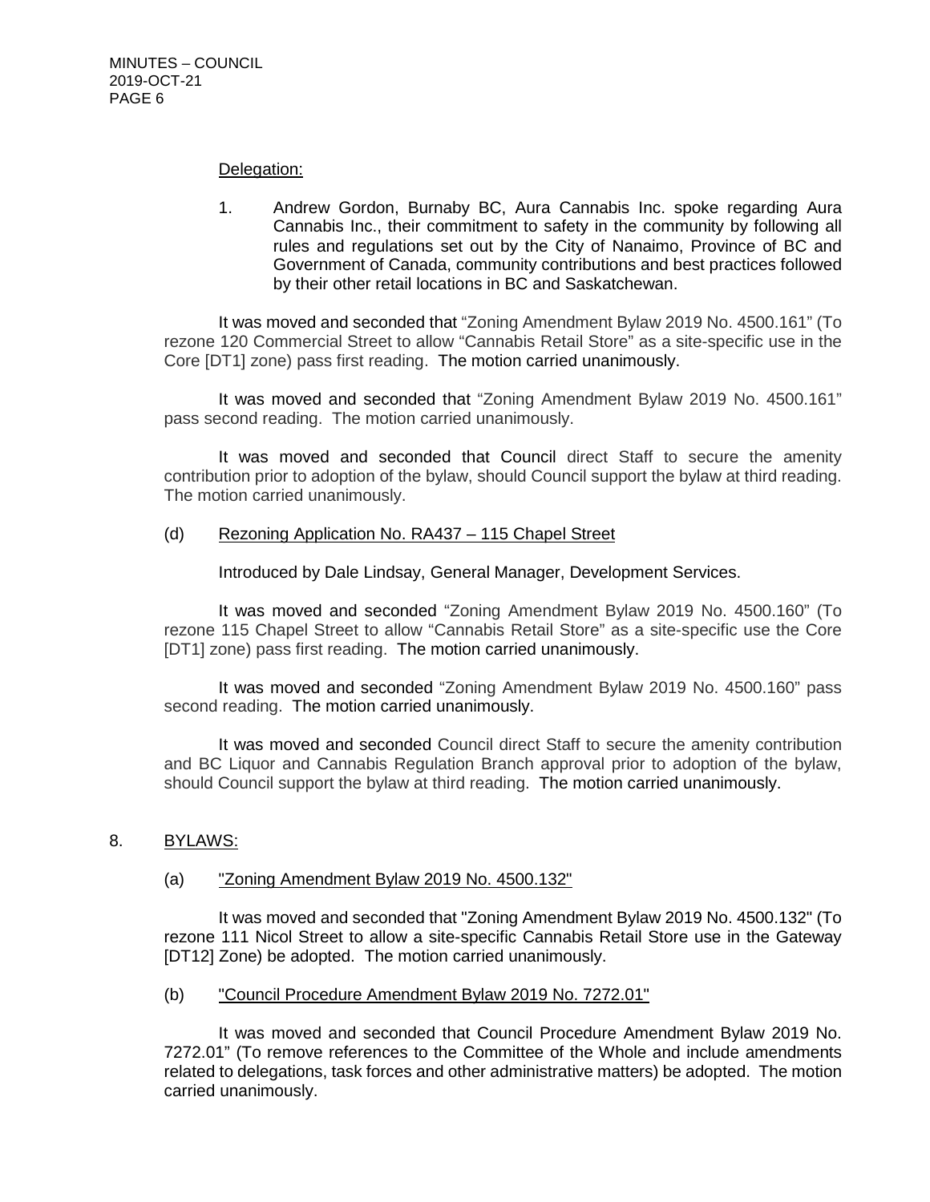Delegation:

1. Andrew Gordon, Burnaby BC, Aura Cannabis Inc. spoke regarding Aura Cannabis Inc., their commitment to safety in the community by following all rules and regulations set out by the City of Nanaimo, Province of BC and Government of Canada, community contributions and best practices followed by their other retail locations in BC and Saskatchewan.

It was moved and seconded that "Zoning Amendment Bylaw 2019 No. 4500.161" (To rezone 120 Commercial Street to allow "Cannabis Retail Store" as a site-specific use in the Core [DT1] zone) pass first reading. The motion carried unanimously.

It was moved and seconded that "Zoning Amendment Bylaw 2019 No. 4500.161" pass second reading. The motion carried unanimously.

It was moved and seconded that Council direct Staff to secure the amenity contribution prior to adoption of the bylaw, should Council support the bylaw at third reading. The motion carried unanimously.

(d) Rezoning Application No. RA437 – 115 Chapel Street

Introduced by Dale Lindsay, General Manager, Development Services.

It was moved and seconded "Zoning Amendment Bylaw 2019 No. 4500.160" (To rezone 115 Chapel Street to allow "Cannabis Retail Store" as a site-specific use the Core [DT1] zone) pass first reading. The motion carried unanimously.

It was moved and seconded "Zoning Amendment Bylaw 2019 No. 4500.160" pass second reading. The motion carried unanimously.

It was moved and seconded Council direct Staff to secure the amenity contribution and BC Liquor and Cannabis Regulation Branch approval prior to adoption of the bylaw, should Council support the bylaw at third reading. The motion carried unanimously.

8. BYLAWS:

(a) "Zoning Amendment Bylaw 2019 No. 4500.132"

It was moved and seconded that "Zoning Amendment Bylaw 2019 No. 4500.132" (To rezone 111 Nicol Street to allow a site-specific Cannabis Retail Store use in the Gateway [DT12] Zone) be adopted. The motion carried unanimously.

(b) "Council Procedure Amendment Bylaw 2019 No. 7272.01"

It was moved and seconded that Council Procedure Amendment Bylaw 2019 No. 7272.01" (To remove references to the Committee of the Whole and include amendments related to delegations, task forces and other administrative matters) be adopted. The motion carried unanimously.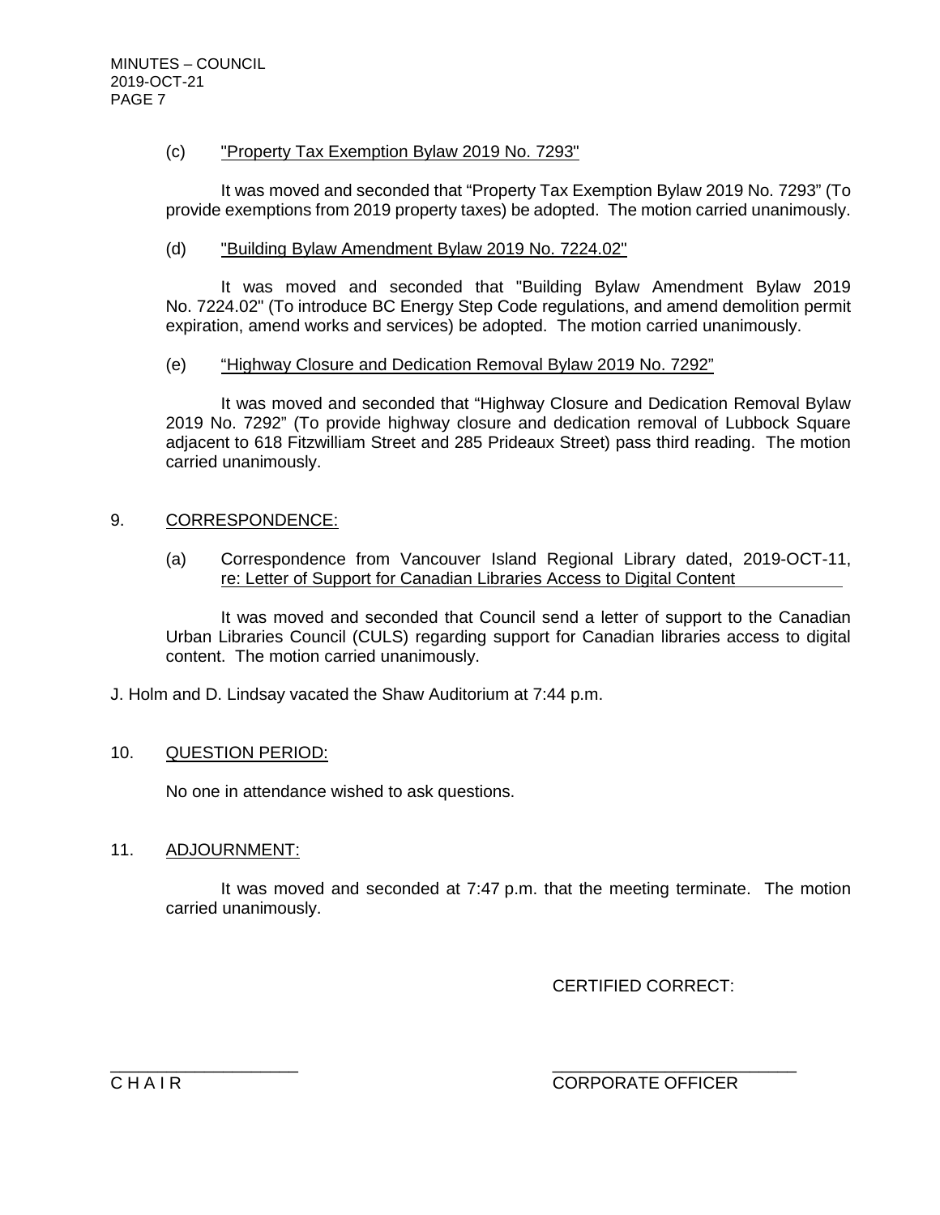(c) "Property Tax Exemption Bylaw 2019 No. 7293"

It was moved and seconded that "Property Tax Exemption Bylaw 2019 No. 7293" (To provide exemptions from 2019 property taxes) be adopted. The motion carried unanimously.

(d) "Building Bylaw Amendment Bylaw 2019 No. 7224.02"

It was moved and seconded that "Building Bylaw Amendment Bylaw 2019 No. 7224.02" (To introduce BC Energy Step Code regulations, and amend demolition permit expiration, amend works and services) be adopted. The motion carried unanimously.

(e) "Highway Closure and Dedication Removal Bylaw 2019 No. 7292"

It was moved and seconded that "Highway Closure and Dedication Removal Bylaw 2019 No. 7292" (To provide highway closure and dedication removal of Lubbock Square adjacent to 618 Fitzwilliam Street and 285 Prideaux Street) pass third reading. The motion carried unanimously.

## 9. CORRESPONDENCE:

(a) Correspondence from Vancouver Island Regional Library dated, 2019-OCT-11, re: Letter of Support for Canadian Libraries Access to Digital Content

It was moved and seconded that Council send a letter of support to the Canadian Urban Libraries Council (CULS) regarding support for Canadian libraries access to digital content. The motion carried unanimously.

J. Holm and D. Lindsay vacated the Shaw Auditorium at 7:44 p.m.

## 10. QUESTION PERIOD:

No one in attendance wished to ask questions.

## 11. ADJOURNMENT:

It was moved and seconded at 7:47 p.m. that the meeting terminate. The motion carried unanimously.

CERTIFIED CORRECT:

\_\_\_\_\_\_\_\_\_\_\_\_\_\_\_\_\_\_\_\_
C H A I R

\_\_\_\_\_\_\_\_\_\_\_\_\_\_\_\_\_\_\_\_
CORPORATE OFFICER